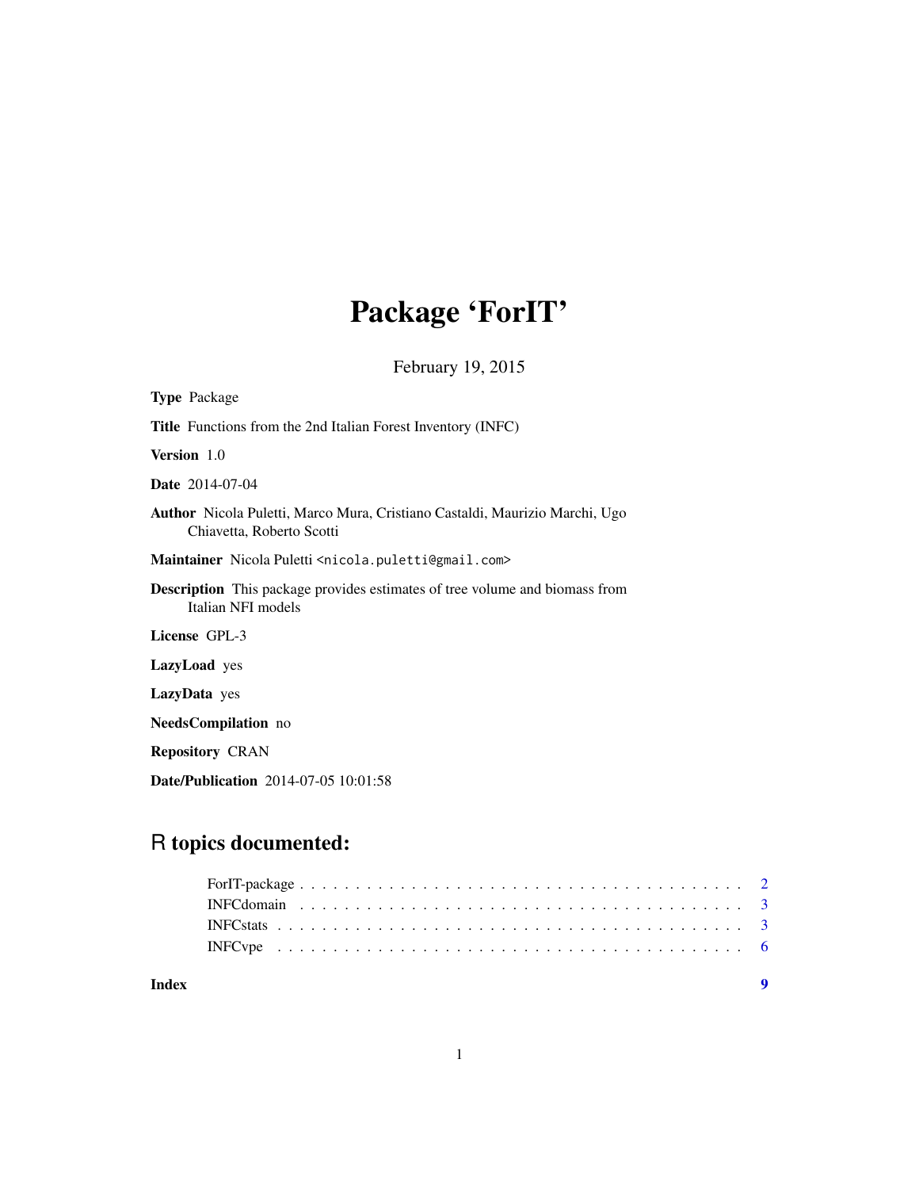# Package 'ForIT'

February 19, 2015

**Type** Package

**Title** Functions from the 2nd Italian Forest Inventory (INFC)

**Version** 1.0

**Date** 2014-07-04

**Author** Nicola Puletti, Marco Mura, Cristiano Castaldi, Maurizio Marchi, Ugo Chiavetta, Roberto Scotti

**Maintainer** Nicola Puletti <nicola.puletti@gmail.com>

**Description** This package provides estimates of tree volume and biomass from Italian NFI models

**License** GPL-3

**LazyLoad** yes

**LazyData** yes

**NeedsCompilation** no

**Repository** CRAN

**Date/Publication** 2014-07-05 10:01:58

## R topics documented:

- ForIT-package . . . . . . . . . . . . . . . . . . . . . . . . . . . . . . . . . . . . . . 2
- INFCdomain . . . . . . . . . . . . . . . . . . . . . . . . . . . . . . . . . . . . . . . 3
- INFCstats . . . . . . . . . . . . . . . . . . . . . . . . . . . . . . . . . . . . . . . . 3
- INFCvpe . . . . . . . . . . . . . . . . . . . . . . . . . . . . . . . . . . . . . . . . . 6

**Index** 9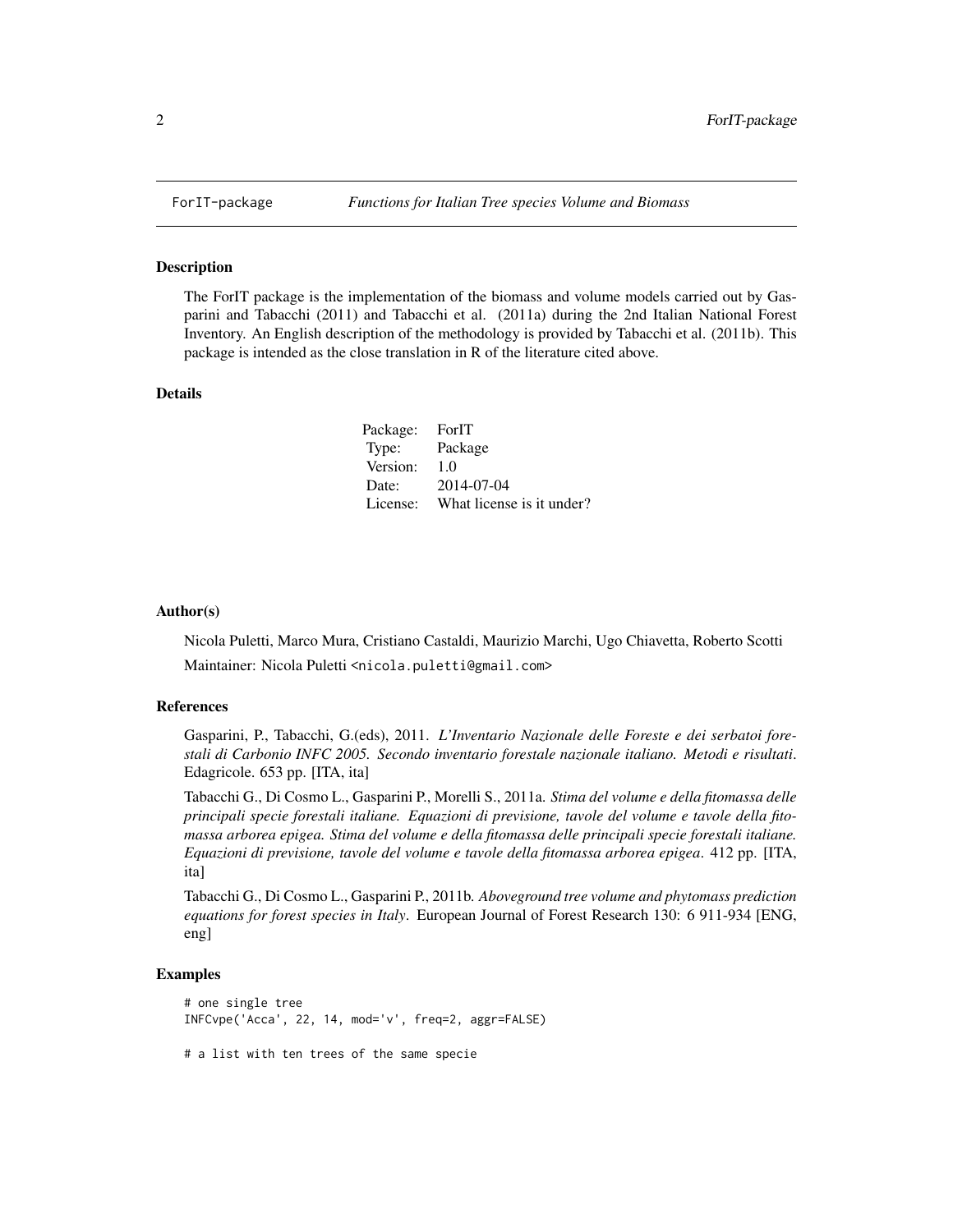# ForIT-package — *Functions for Italian Tree species Volume and Biomass*

## Description

The ForIT package is the implementation of the biomass and volume models carried out by Gasparini and Tabacchi (2011) and Tabacchi et al. (2011a) during the 2nd Italian National Forest Inventory. An English description of the methodology is provided by Tabacchi et al. (2011b). This package is intended as the close translation in R of the literature cited above.

## Details

| | |
|---|---|
| Package: | ForIT |
| Type: | Package |
| Version: | 1.0 |
| Date: | 2014-07-04 |
| License: | What license is it under? |

## Author(s)

Nicola Puletti, Marco Mura, Cristiano Castaldi, Maurizio Marchi, Ugo Chiavetta, Roberto Scotti

Maintainer: Nicola Puletti <nicola.puletti@gmail.com>

## References

Gasparini, P., Tabacchi, G.(eds), 2011. *L'Inventario Nazionale delle Foreste e dei serbatoi forestali di Carbonio INFC 2005. Secondo inventario forestale nazionale italiano. Metodi e risultati*. Edagricole. 653 pp. [ITA, ita]

Tabacchi G., Di Cosmo L., Gasparini P., Morelli S., 2011a. *Stima del volume e della fitomassa delle principali specie forestali italiane. Equazioni di previsione, tavole del volume e tavole della fitomassa arborea epigea. Stima del volume e della fitomassa delle principali specie forestali italiane. Equazioni di previsione, tavole del volume e tavole della fitomassa arborea epigea*. 412 pp. [ITA, ita]

Tabacchi G., Di Cosmo L., Gasparini P., 2011b. *Aboveground tree volume and phytomass prediction equations for forest species in Italy*. European Journal of Forest Research 130: 6 911-934 [ENG, eng]

## Examples

```
# one single tree
INFCvpe('Acca', 22, 14, mod='v', freq=2, aggr=FALSE)

# a list with ten trees of the same specie
```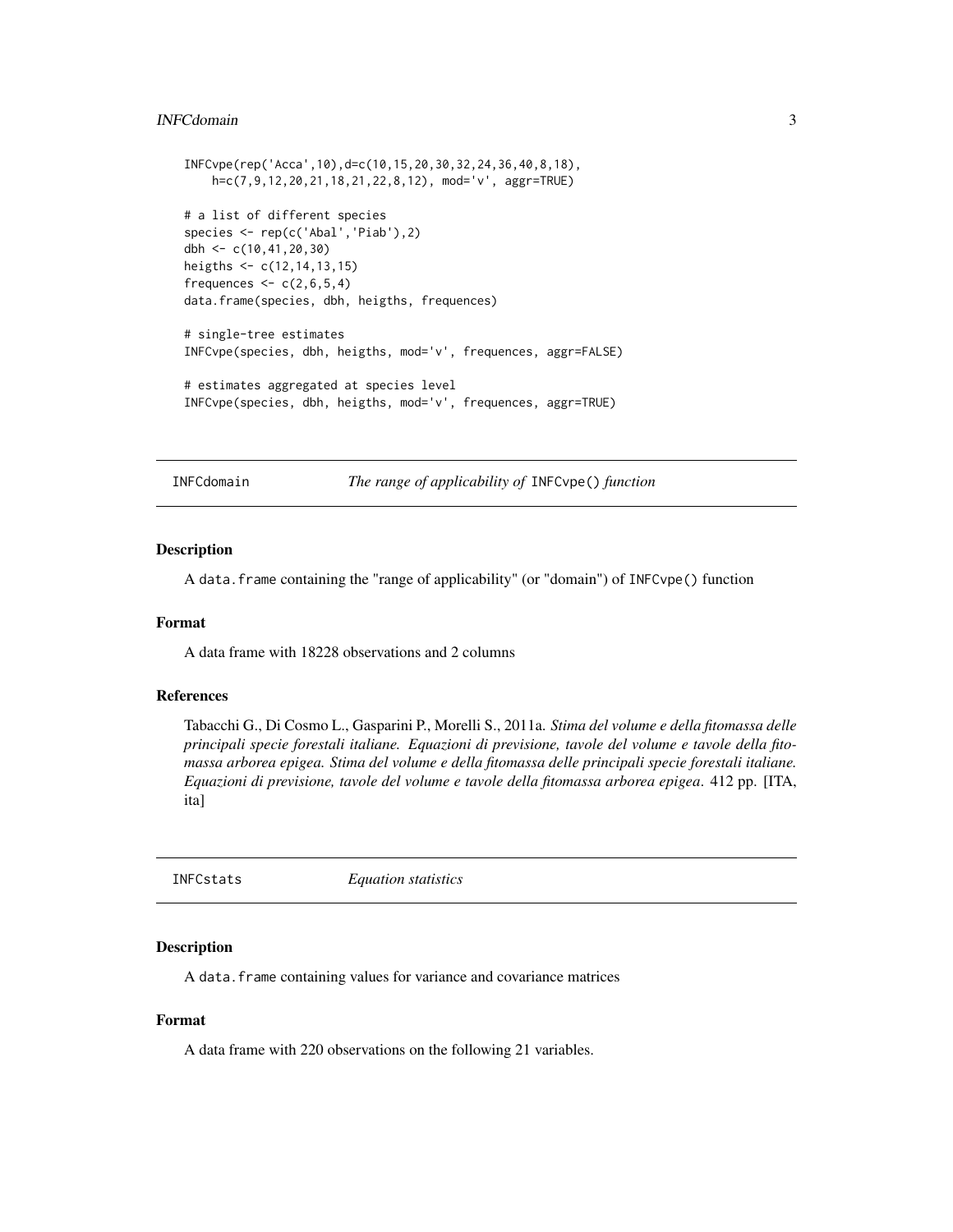```
INFCvpe(rep('Acca',10),d=c(10,15,20,30,32,24,36,40,8,18),
    h=c(7,9,12,20,21,18,21,22,8,12), mod='v', aggr=TRUE)

# a list of different species
species <- rep(c('Abal','Piab'),2)
dbh <- c(10,41,20,30)
heigths <- c(12,14,13,15)
frequences <- c(2,6,5,4)
data.frame(species, dbh, heigths, frequences)

# single-tree estimates
INFCvpe(species, dbh, heigths, mod='v', frequences, aggr=FALSE)

# estimates aggregated at species level
INFCvpe(species, dbh, heigths, mod='v', frequences, aggr=TRUE)
```

## INFCdomain — *The range of applicability of* `INFCvpe()` *function*

### Description

A `data.frame` containing the "range of applicability" (or "domain") of `INFCvpe()` function

### Format

A data frame with 18228 observations and 2 columns

### References

Tabacchi G., Di Cosmo L., Gasparini P., Morelli S., 2011a. *Stima del volume e della fitomassa delle principali specie forestali italiane. Equazioni di previsione, tavole del volume e tavole della fitomassa arborea epigea. Stima del volume e della fitomassa delle principali specie forestali italiane. Equazioni di previsione, tavole del volume e tavole della fitomassa arborea epigea*. 412 pp. [ITA, ita]

## INFCstats — *Equation statistics*

### Description

A `data.frame` containing values for variance and covariance matrices

### Format

A data frame with 220 observations on the following 21 variables.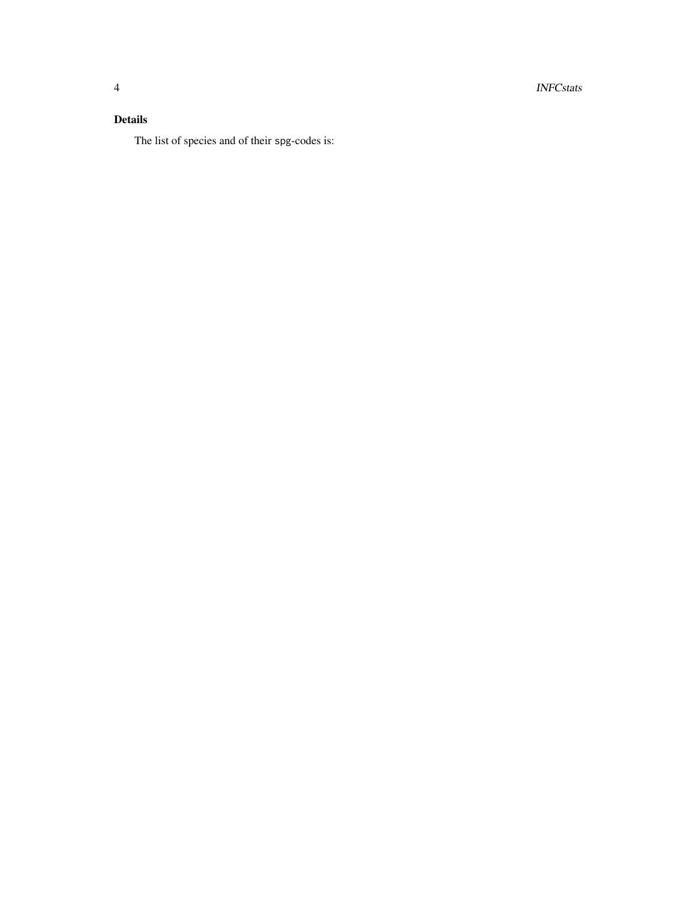## Details

The list of species and of their `spg`-codes is: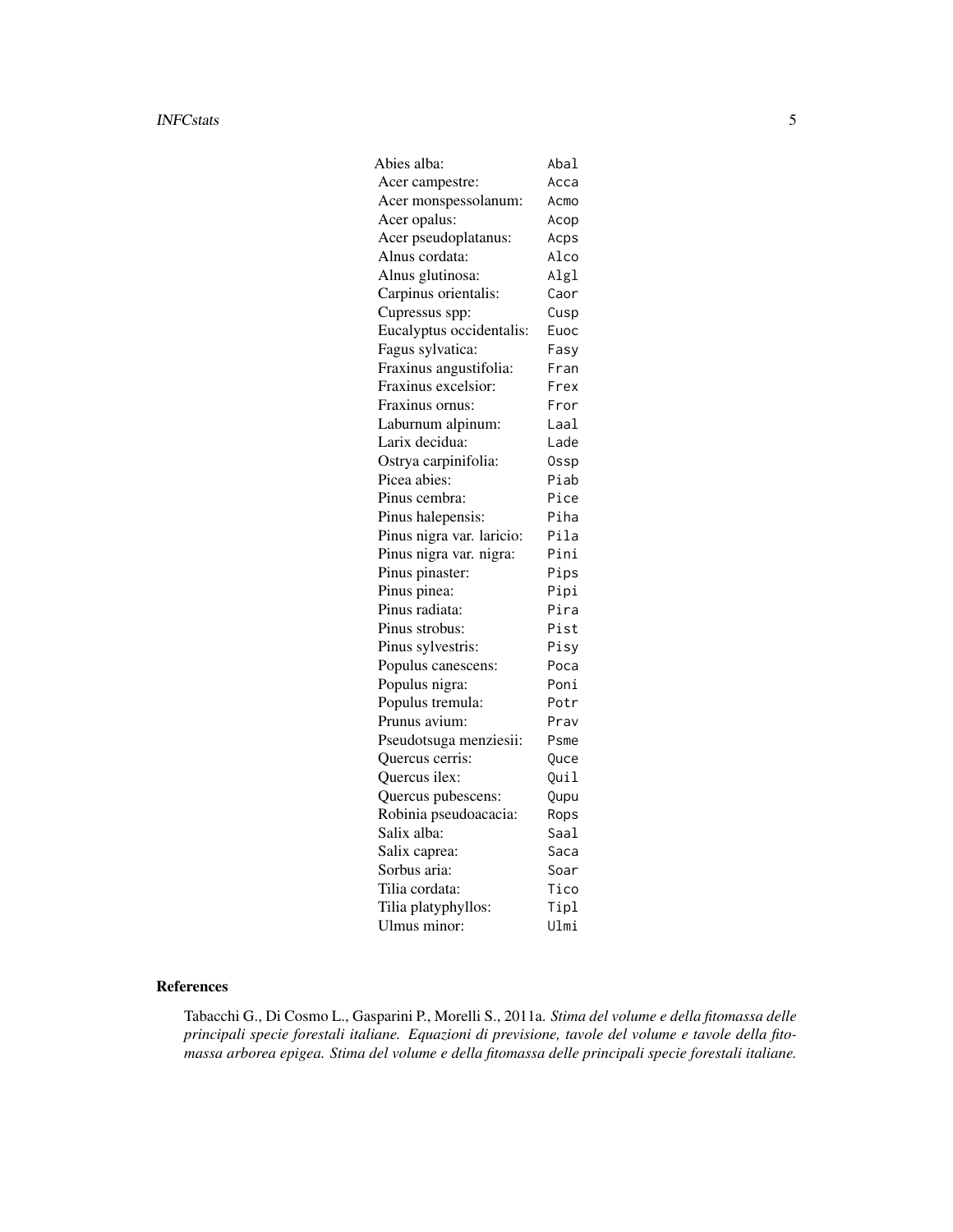| | |
|---|---|
| Abies alba: | Abal |
| Acer campestre: | Acca |
| Acer monspessolanum: | Acmo |
| Acer opalus: | Acop |
| Acer pseudoplatanus: | Acps |
| Alnus cordata: | Alco |
| Alnus glutinosa: | Algl |
| Carpinus orientalis: | Caor |
| Cupressus spp: | Cusp |
| Eucalyptus occidentalis: | Euoc |
| Fagus sylvatica: | Fasy |
| Fraxinus angustifolia: | Fran |
| Fraxinus excelsior: | Frex |
| Fraxinus ornus: | Fror |
| Laburnum alpinum: | Laal |
| Larix decidua: | Lade |
| Ostrya carpinifolia: | Ossp |
| Picea abies: | Piab |
| Pinus cembra: | Pice |
| Pinus halepensis: | Piha |
| Pinus nigra var. laricio: | Pila |
| Pinus nigra var. nigra: | Pini |
| Pinus pinaster: | Pips |
| Pinus pinea: | Pipi |
| Pinus radiata: | Pira |
| Pinus strobus: | Pist |
| Pinus sylvestris: | Pisy |
| Populus canescens: | Poca |
| Populus nigra: | Poni |
| Populus tremula: | Potr |
| Prunus avium: | Prav |
| Pseudotsuga menziesii: | Psme |
| Quercus cerris: | Quce |
| Quercus ilex: | Quil |
| Quercus pubescens: | Qupu |
| Robinia pseudoacacia: | Rops |
| Salix alba: | Saal |
| Salix caprea: | Saca |
| Sorbus aria: | Soar |
| Tilia cordata: | Tico |
| Tilia platyphyllos: | Tipl |
| Ulmus minor: | Ulmi |

## References

Tabacchi G., Di Cosmo L., Gasparini P., Morelli S., 2011a. *Stima del volume e della fitomassa delle principali specie forestali italiane. Equazioni di previsione, tavole del volume e tavole della fitomassa arborea epigea. Stima del volume e della fitomassa delle principali specie forestali italiane.*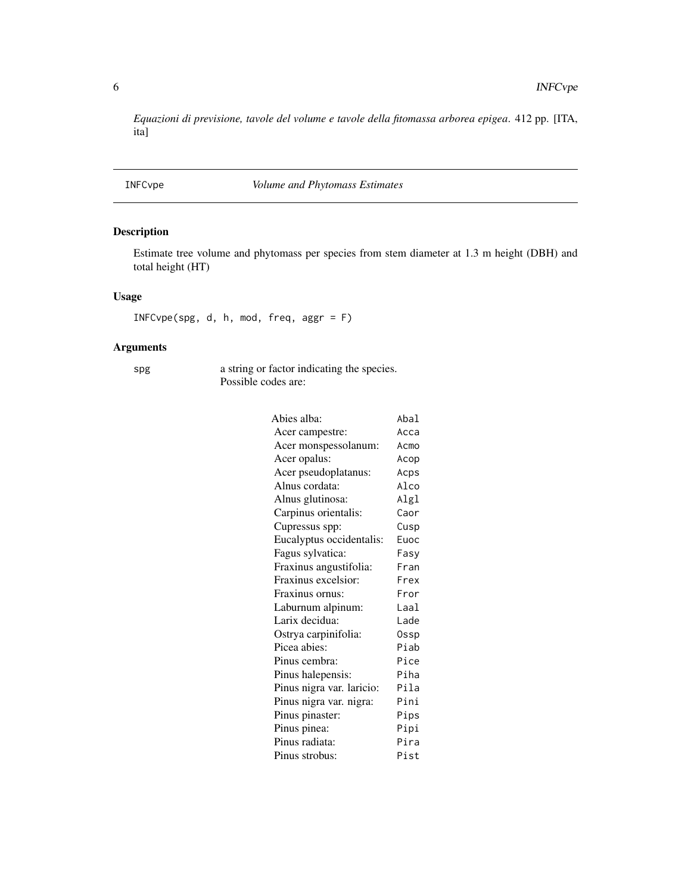*Equazioni di previsione, tavole del volume e tavole della fitomassa arborea epigea*. 412 pp. [ITA, ita]

## INFCvpe — *Volume and Phytomass Estimates*

### Description

Estimate tree volume and phytomass per species from stem diameter at 1.3 m height (DBH) and total height (HT)

### Usage

```
INFCvpe(spg, d, h, mod, freq, aggr = F)
```

### Arguments

`spg` a string or factor indicating the species.
Possible codes are:

| Species | Code |
|---|---|
| Abies alba: | `Abal` |
| Acer campestre: | `Acca` |
| Acer monspessolanum: | `Acmo` |
| Acer opalus: | `Acop` |
| Acer pseudoplatanus: | `Acps` |
| Alnus cordata: | `Alco` |
| Alnus glutinosa: | `Algl` |
| Carpinus orientalis: | `Caor` |
| Cupressus spp: | `Cusp` |
| Eucalyptus occidentalis: | `Euoc` |
| Fagus sylvatica: | `Fasy` |
| Fraxinus angustifolia: | `Fran` |
| Fraxinus excelsior: | `Frex` |
| Fraxinus ornus: | `Fror` |
| Laburnum alpinum: | `Laal` |
| Larix decidua: | `Lade` |
| Ostrya carpinifolia: | `Ossp` |
| Picea abies: | `Piab` |
| Pinus cembra: | `Pice` |
| Pinus halepensis: | `Piha` |
| Pinus nigra var. laricio: | `Pila` |
| Pinus nigra var. nigra: | `Pini` |
| Pinus pinaster: | `Pips` |
| Pinus pinea: | `Pipi` |
| Pinus radiata: | `Pira` |
| Pinus strobus: | `Pist` |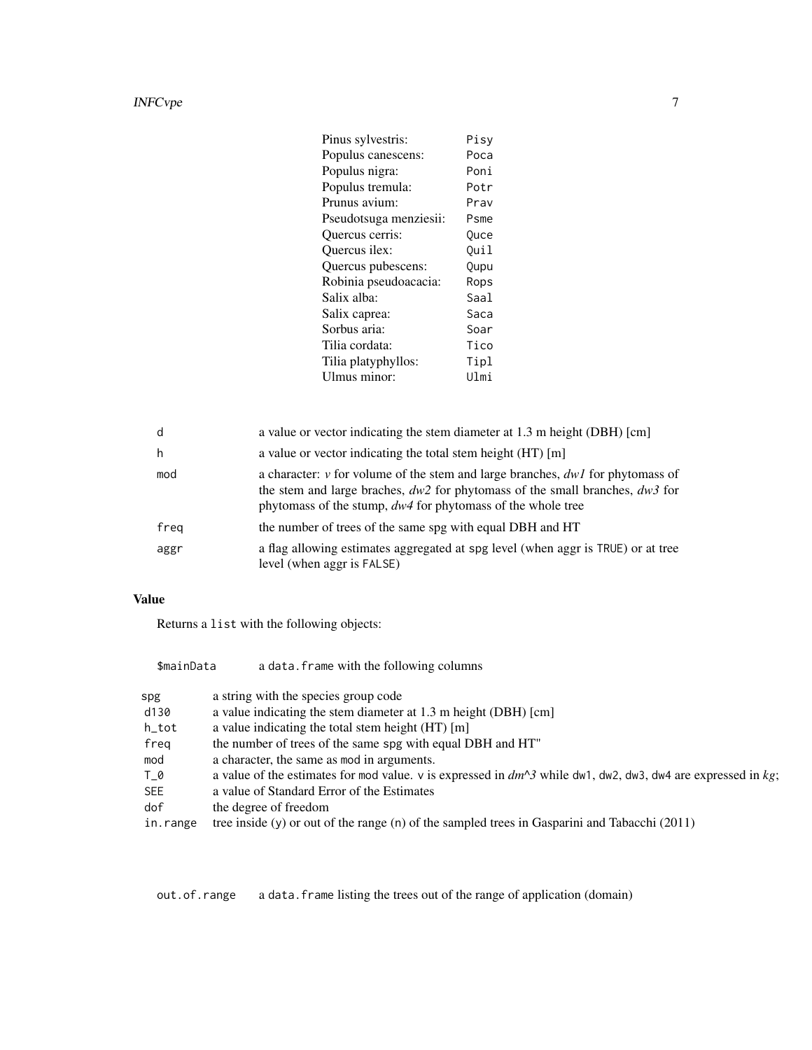| | |
|---|---|
| Pinus sylvestris: | Pisy |
| Populus canescens: | Poca |
| Populus nigra: | Poni |
| Populus tremula: | Potr |
| Prunus avium: | Prav |
| Pseudotsuga menziesii: | Psme |
| Quercus cerris: | Quce |
| Quercus ilex: | Quil |
| Quercus pubescens: | Qupu |
| Robinia pseudoacacia: | Rops |
| Salix alba: | Saal |
| Salix caprea: | Saca |
| Sorbus aria: | Soar |
| Tilia cordata: | Tico |
| Tilia platyphyllos: | Tipl |
| Ulmus minor: | Ulmi |

| | |
|---|---|
| `d` | a value or vector indicating the stem diameter at 1.3 m height (DBH) [cm] |
| `h` | a value or vector indicating the total stem height (HT) [m] |
| `mod` | a character: *v* for volume of the stem and large branches, *dw1* for phytomass of the stem and large braches, *dw2* for phytomass of the small branches, *dw3* for phytomass of the stump, *dw4* for phytomass of the whole tree |
| `freq` | the number of trees of the same spg with equal DBH and HT |
| `aggr` | a flag allowing estimates aggregated at `spg` level (when aggr is `TRUE`) or at tree level (when aggr is `FALSE`) |

### Value

Returns a `list` with the following objects:

`$mainData` a `data.frame` with the following columns

| | |
|---|---|
| `spg` | a string with the species group code |
| `d130` | a value indicating the stem diameter at 1.3 m height (DBH) [cm] |
| `h_tot` | a value indicating the total stem height (HT) [m] |
| `freq` | the number of trees of the same `spg` with equal DBH and HT" |
| `mod` | a character, the same as `mod` in arguments. |
| `T_0` | a value of the estimates for `mod` value. `v` is expressed in *dm^3* while `dw1`, `dw2`, `dw3`, `dw4` are expressed in *kg*; |
| `SEE` | a value of Standard Error of the Estimates |
| `dof` | the degree of freedom |
| `in.range` | tree inside (`y`) or out of the range (`n`) of the sampled trees in Gasparini and Tabacchi (2011) |

`out.of.range` a `data.frame` listing the trees out of the range of application (domain)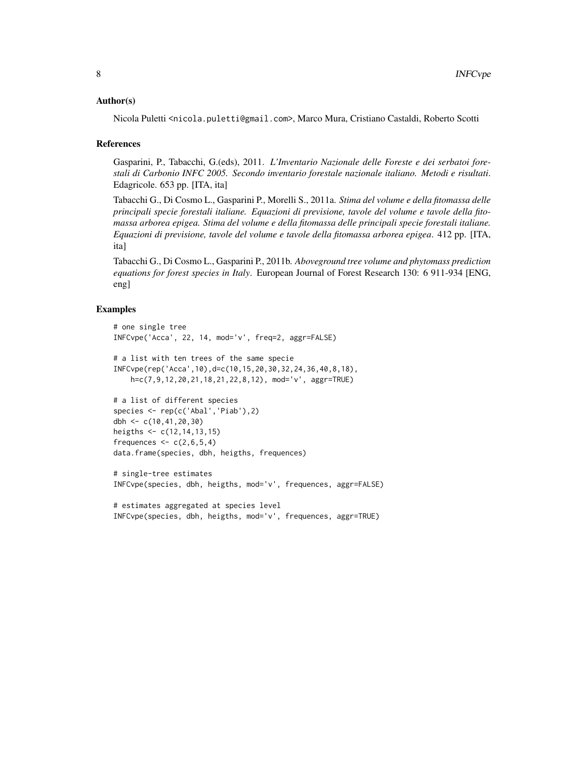## Author(s)

Nicola Puletti <nicola.puletti@gmail.com>, Marco Mura, Cristiano Castaldi, Roberto Scotti

## References

Gasparini, P., Tabacchi, G.(eds), 2011. *L'Inventario Nazionale delle Foreste e dei serbatoi forestali di Carbonio INFC 2005. Secondo inventario forestale nazionale italiano. Metodi e risultati*. Edagricole. 653 pp. [ITA, ita]

Tabacchi G., Di Cosmo L., Gasparini P., Morelli S., 2011a. *Stima del volume e della fitomassa delle principali specie forestali italiane. Equazioni di previsione, tavole del volume e tavole della fitomassa arborea epigea. Stima del volume e della fitomassa delle principali specie forestali italiane. Equazioni di previsione, tavole del volume e tavole della fitomassa arborea epigea*. 412 pp. [ITA, ita]

Tabacchi G., Di Cosmo L., Gasparini P., 2011b. *Aboveground tree volume and phytomass prediction equations for forest species in Italy*. European Journal of Forest Research 130: 6 911-934 [ENG, eng]

## Examples

```
# one single tree
INFCvpe('Acca', 22, 14, mod='v', freq=2, aggr=FALSE)

# a list with ten trees of the same specie
INFCvpe(rep('Acca',10),d=c(10,15,20,30,32,24,36,40,8,18),
    h=c(7,9,12,20,21,18,21,22,8,12), mod='v', aggr=TRUE)

# a list of different species
species <- rep(c('Abal','Piab'),2)
dbh <- c(10,41,20,30)
heigths <- c(12,14,13,15)
frequences <- c(2,6,5,4)
data.frame(species, dbh, heigths, frequences)

# single-tree estimates
INFCvpe(species, dbh, heigths, mod='v', frequences, aggr=FALSE)

# estimates aggregated at species level
INFCvpe(species, dbh, heigths, mod='v', frequences, aggr=TRUE)
```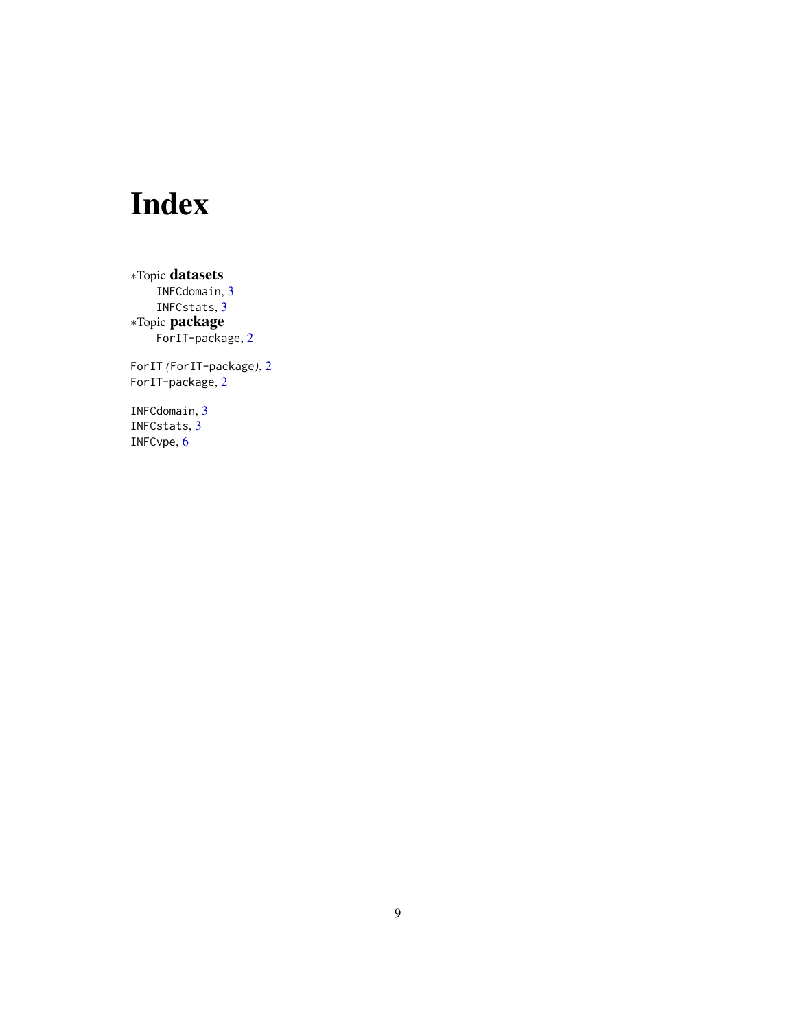# Index

*Topic **datasets**
    INFCdomain, 3
    INFCstats, 3
*Topic **package**
    ForIT-package, 2

ForIT *(*ForIT-package*)*, 2
ForIT-package, 2

INFCdomain, 3
INFCstats, 3
INFCvpe, 6